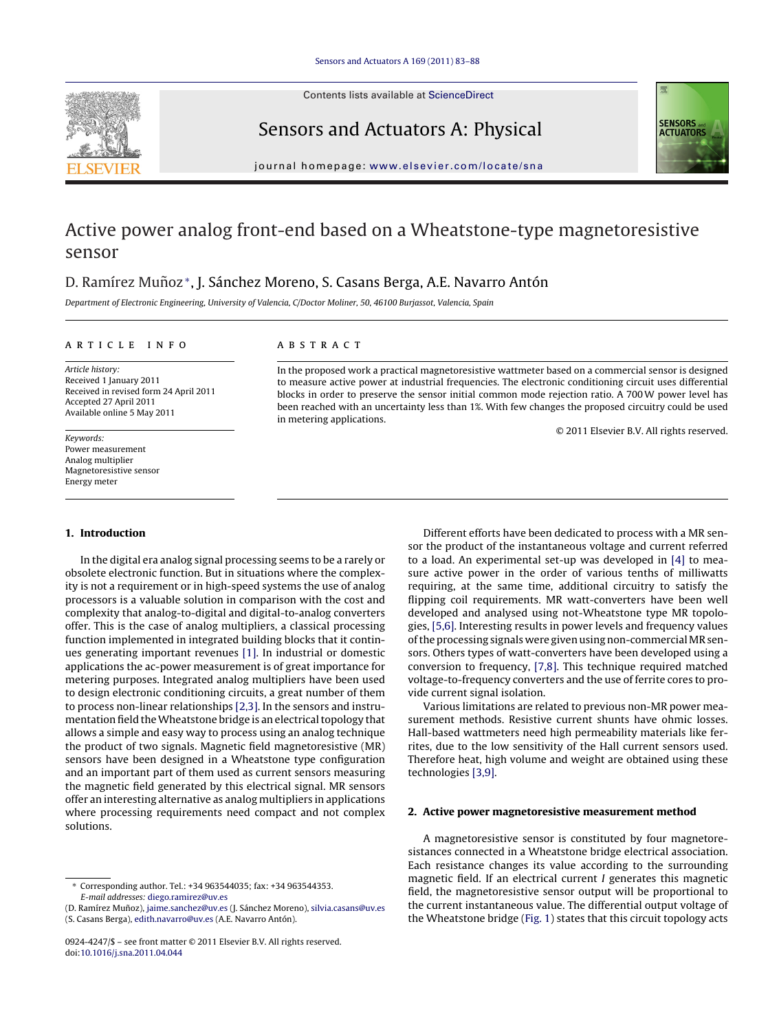Contents lists available at ScienceDirect

Sensors and Actuators A: Physical

journal homepage: www.elsevier.com/locate/sna

# Active power analog front-end based on a Wheatstone-type magnetoresistive sensor

D. Ramírez Muñoz*, J. Sánchez Moreno, S. Casans Berga, A.E. Navarro Antón

*Department of Electronic Engineering, University of Valencia, C/Doctor Moliner, 50, 46100 Burjassot, Valencia, Spain*

**ARTICLE INFO**

*Article history:*
Received 1 January 2011
Received in revised form 24 April 2011
Accepted 27 April 2011
Available online 5 May 2011

*Keywords:*
Power measurement
Analog multiplier
Magnetoresistive sensor
Energy meter

**ABSTRACT**

In the proposed work a practical magnetoresistive wattmeter based on a commercial sensor is designed to measure active power at industrial frequencies. The electronic conditioning circuit uses differential blocks in order to preserve the sensor initial common mode rejection ratio. A 700 W power level has been reached with an uncertainty less than 1%. With few changes the proposed circuitry could be used in metering applications.

© 2011 Elsevier B.V. All rights reserved.

## 1. Introduction

In the digital era analog signal processing seems to be a rarely or obsolete electronic function. But in situations where the complexity is not a requirement or in high-speed systems the use of analog processors is a valuable solution in comparison with the cost and complexity that analog-to-digital and digital-to-analog converters offer. This is the case of analog multipliers, a classical processing function implemented in integrated building blocks that it continues generating important revenues [1]. In industrial or domestic applications the ac-power measurement is of great importance for metering purposes. Integrated analog multipliers have been used to design electronic conditioning circuits, a great number of them to process non-linear relationships [2,3]. In the sensors and instrumentation field the Wheatstone bridge is an electrical topology that allows a simple and easy way to process using an analog technique the product of two signals. Magnetic field magnetoresistive (MR) sensors have been designed in a Wheatstone type configuration and an important part of them used as current sensors measuring the magnetic field generated by this electrical signal. MR sensors offer an interesting alternative as analog multipliers in applications where processing requirements need compact and not complex solutions.

Different efforts have been dedicated to process with a MR sensor the product of the instantaneous voltage and current referred to a load. An experimental set-up was developed in [4] to measure active power in the order of various tenths of milliwatts requiring, at the same time, additional circuitry to satisfy the flipping coil requirements. MR watt-converters have been well developed and analysed using not-Wheatstone type MR topologies, [5,6]. Interesting results in power levels and frequency values of the processing signals were given using non-commercial MR sensors. Others types of watt-converters have been developed using a conversion to frequency, [7,8]. This technique required matched voltage-to-frequency converters and the use of ferrite cores to provide current signal isolation.

Various limitations are related to previous non-MR power measurement methods. Resistive current shunts have ohmic losses. Hall-based wattmeters need high permeability materials like ferrites, due to the low sensitivity of the Hall current sensors used. Therefore heat, high volume and weight are obtained using these technologies [3,9].

## 2. Active power magnetoresistive measurement method

A magnetoresistive sensor is constituted by four magnetoresistances connected in a Wheatstone bridge electrical association. Each resistance changes its value according to the surrounding magnetic field. If an electrical current $I$ generates this magnetic field, the magnetoresistive sensor output will be proportional to the current instantaneous value. The differential output voltage of the Wheatstone bridge (Fig. 1) states that this circuit topology acts

---

* Corresponding author. Tel.: +34 963544035; fax: +34 963544353.
*E-mail addresses:* diego.ramirez@uv.es (D. Ramírez Muñoz), jaime.sanchez@uv.es (J. Sánchez Moreno), silvia.casans@uv.es (S. Casans Berga), edith.navarro@uv.es (A.E. Navarro Antón).

0924-4247/$ – see front matter © 2011 Elsevier B.V. All rights reserved.
doi:10.1016/j.sna.2011.04.044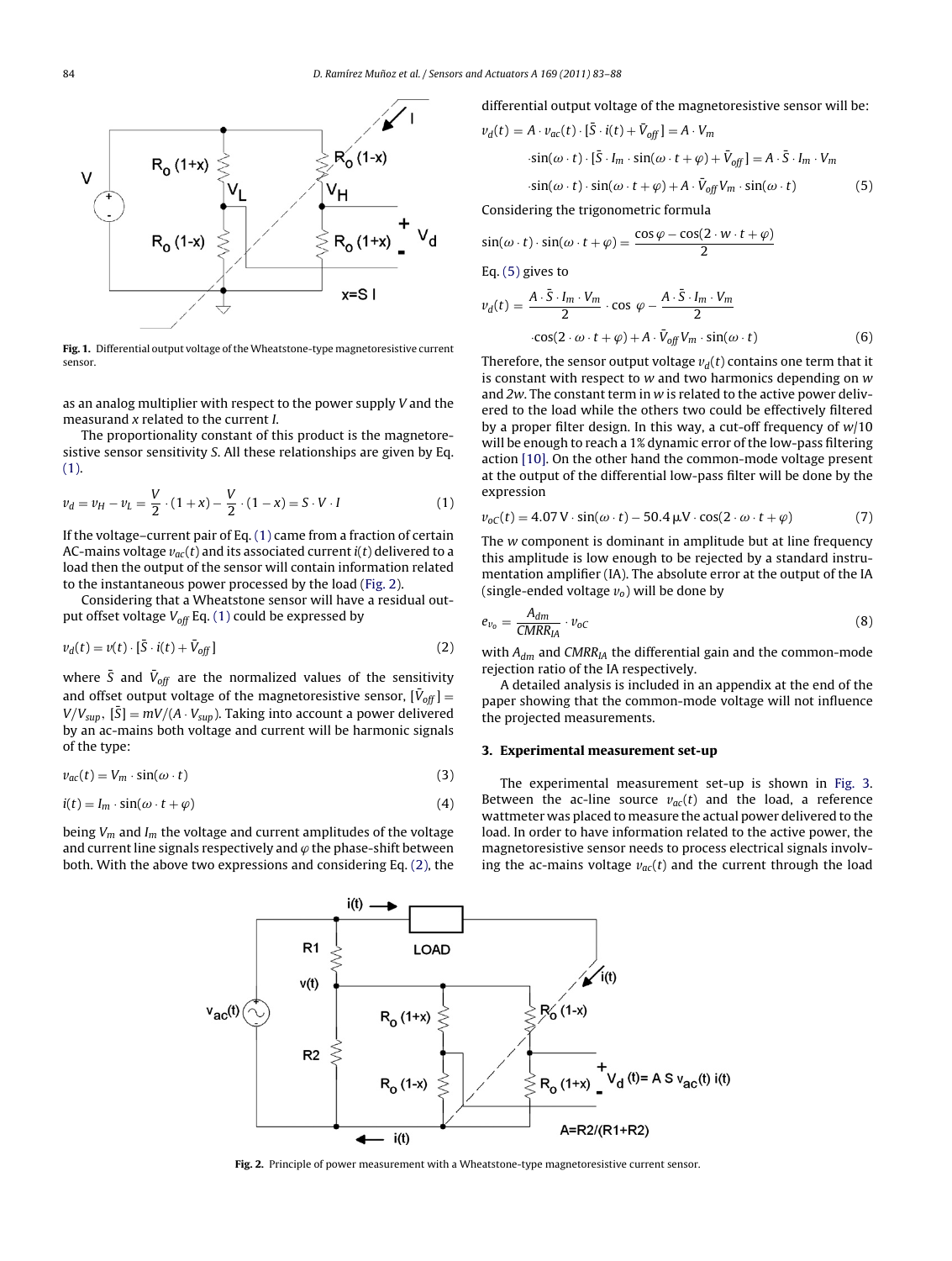Fig. 1. Differential output voltage of the Wheatstone-type magnetoresistive current sensor.

as an analog multiplier with respect to the power supply $V$ and the measurand $x$ related to the current $I$.

The proportionality constant of this product is the magnetoresistive sensor sensitivity $S$. All these relationships are given by Eq. (1).

$$v_d = v_H - v_L = \frac{V}{2} \cdot (1 + x) - \frac{V}{2} \cdot (1 - x) = S \cdot V \cdot I \tag{1}$$

If the voltage–current pair of Eq. (1) came from a fraction of certain AC-mains voltage $v_{ac}(t)$ and its associated current $i(t)$ delivered to a load then the output of the sensor will contain information related to the instantaneous power processed by the load (Fig. 2).

Considering that a Wheatstone sensor will have a residual output offset voltage $V_{off}$ Eq. (1) could be expressed by

$$v_d(t) = v(t) \cdot [\bar{S} \cdot i(t) + \bar{V}_{off}] \tag{2}$$

where $\bar{S}$ and $\bar{V}_{off}$ are the normalized values of the sensitivity and offset output voltage of the magnetoresistive sensor, $[\bar{V}_{off}] = V/V_{sup}$, $[\bar{S}] = mV/(A \cdot V_{sup})$. Taking into account a power delivered by an ac-mains both voltage and current will be harmonic signals of the type:

$$v_{ac}(t) = V_m \cdot \sin(\omega \cdot t) \tag{3}$$

$$i(t) = I_m \cdot \sin(\omega \cdot t + \varphi) \tag{4}$$

being $V_m$ and $I_m$ the voltage and current amplitudes of the voltage and current line signals respectively and $\varphi$ the phase-shift between both. With the above two expressions and considering Eq. (2), the differential output voltage of the magnetoresistive sensor will be:

$$\begin{aligned} v_d(t) &= A \cdot v_{ac}(t) \cdot [\bar{S} \cdot i(t) + \bar{V}_{off}] = A \cdot V_m \\ &\cdot \sin(\omega \cdot t) \cdot [\bar{S} \cdot I_m \cdot \sin(\omega \cdot t + \varphi) + \bar{V}_{off}] = A \cdot \bar{S} \cdot I_m \cdot V_m \\ &\cdot \sin(\omega \cdot t) \cdot \sin(\omega \cdot t + \varphi) + A \cdot \bar{V}_{off} V_m \cdot \sin(\omega \cdot t) \end{aligned} \tag{5}$$

Considering the trigonometric formula

$$\sin(\omega \cdot t) \cdot \sin(\omega \cdot t + \varphi) = \frac{\cos\varphi - \cos(2 \cdot w \cdot t + \varphi)}{2}$$

Eq. (5) gives to

$$\begin{aligned} v_d(t) &= \frac{A \cdot \bar{S} \cdot I_m \cdot V_m}{2} \cdot \cos\varphi - \frac{A \cdot \bar{S} \cdot I_m \cdot V_m}{2} \\ &\cdot \cos(2 \cdot \omega \cdot t + \varphi) + A \cdot \bar{V}_{off} V_m \cdot \sin(\omega \cdot t) \end{aligned} \tag{6}$$

Therefore, the sensor output voltage $v_d(t)$ contains one term that it is constant with respect to $w$ and two harmonics depending on $w$ and $2w$. The constant term in $w$ is related to the active power delivered to the load while the others two could be effectively filtered by a proper filter design. In this way, a cut-off frequency of $w/10$ will be enough to reach a 1% dynamic error of the low-pass filtering action [10]. On the other hand the common-mode voltage present at the output of the differential low-pass filter will be done by the expression

$$v_{oC}(t) = 4.07\,\text{V} \cdot \sin(\omega \cdot t) - 50.4\,\mu\text{V} \cdot \cos(2 \cdot \omega \cdot t + \varphi) \tag{7}$$

The $w$ component is dominant in amplitude but at line frequency this amplitude is low enough to be rejected by a standard instrumentation amplifier (IA). The absolute error at the output of the IA (single-ended voltage $v_o$) will be done by

$$e_{v_o} = \frac{A_{dm}}{CMRR_{IA}} \cdot v_{oC} \tag{8}$$

with $A_{dm}$ and $CMRR_{IA}$ the differential gain and the common-mode rejection ratio of the IA respectively.

A detailed analysis is included in an appendix at the end of the paper showing that the common-mode voltage will not influence the projected measurements.

## 3. Experimental measurement set-up

The experimental measurement set-up is shown in Fig. 3. Between the ac-line source $v_{ac}(t)$ and the load, a reference wattmeter was placed to measure the actual power delivered to the load. In order to have information related to the active power, the magnetoresistive sensor needs to process electrical signals involving the ac-mains voltage $v_{ac}(t)$ and the current through the load

Fig. 2. Principle of power measurement with a Wheatstone-type magnetoresistive current sensor.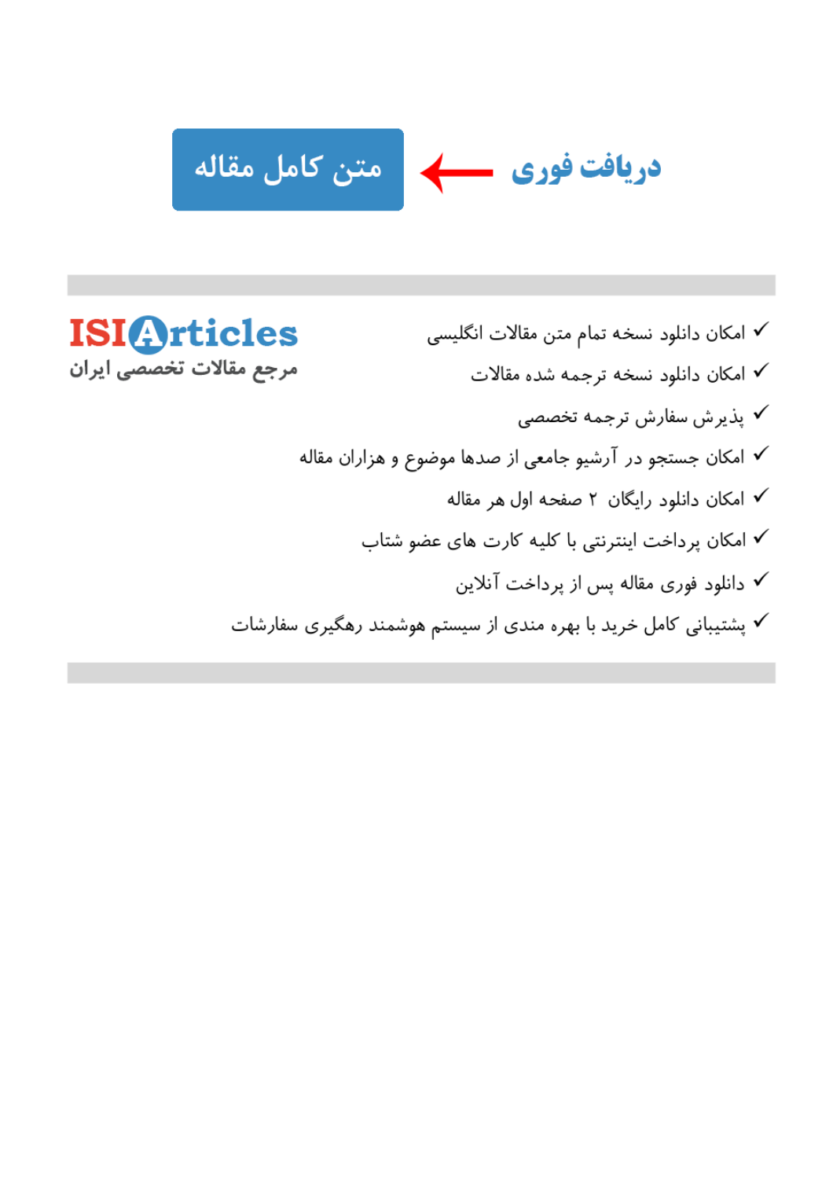دریافت فوری ← **متن کامل مقاله**

**ISIArticles**
مرجع مقالات تخصصی ایران

- ✓ امکان دانلود نسخه تمام متن مقالات انگلیسی
- ✓ امکان دانلود نسخه ترجمه شده مقالات
- ✓ پذیرش سفارش ترجمه تخصصی
- ✓ امکان جستجو در آرشیو جامعی از صدها موضوع و هزاران مقاله
- ✓ امکان دانلود رایگان ۲ صفحه اول هر مقاله
- ✓ امکان پرداخت اینترنتی با کلیه کارت های عضو شتاب
- ✓ دانلود فوری مقاله پس از پرداخت آنلاین
- ✓ پشتیبانی کامل خرید با بهره مندی از سیستم هوشمند رهگیری سفارشات